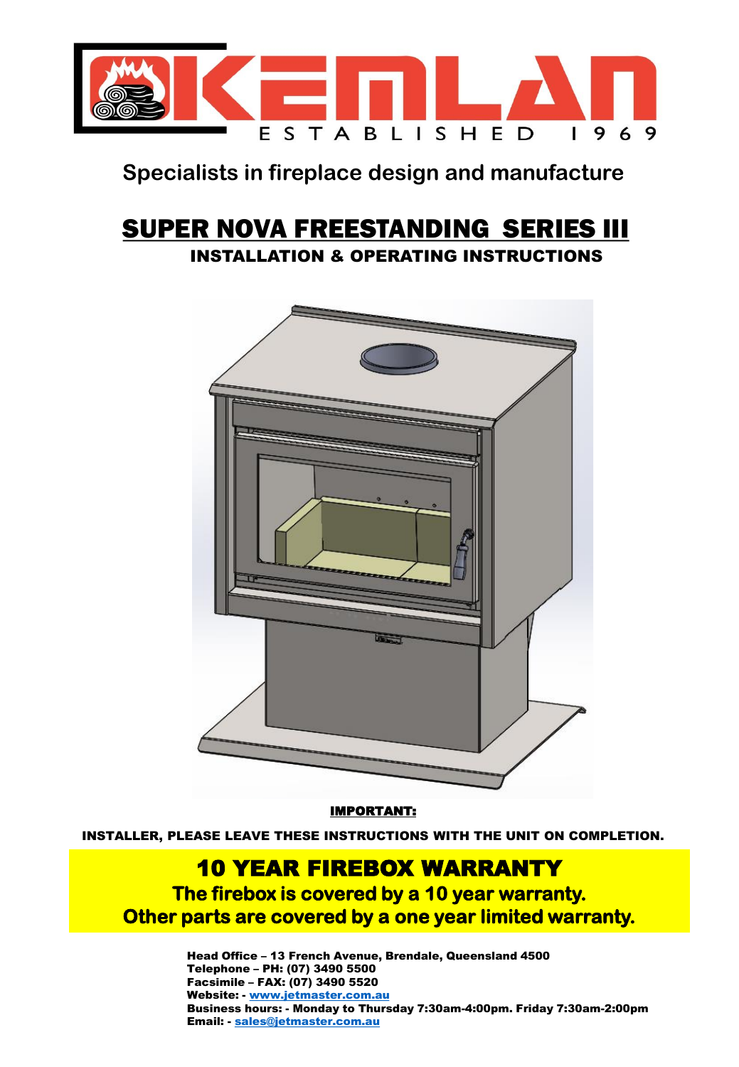KEMLAN

ESTABLISHED 1969

Specialists in fireplace design and manufacture

# SUPER NOVA FREESTANDING SERIES III

## INSTALLATION & OPERATING INSTRUCTIONS

**IMPORTANT:**

**INSTALLER, PLEASE LEAVE THESE INSTRUCTIONS WITH THE UNIT ON COMPLETION.**

## 10 YEAR FIREBOX WARRANTY

**The firebox is covered by a 10 year warranty.**
**Other parts are covered by a one year limited warranty.**

**Head Office – 13 French Avenue, Brendale, Queensland 4500**
**Telephone – PH: (07) 3490 5500**
**Facsimile – FAX: (07) 3490 5520**
**Website: - www.jetmaster.com.au**
**Business hours: - Monday to Thursday 7:30am-4:00pm. Friday 7:30am-2:00pm**
**Email: - sales@jetmaster.com.au**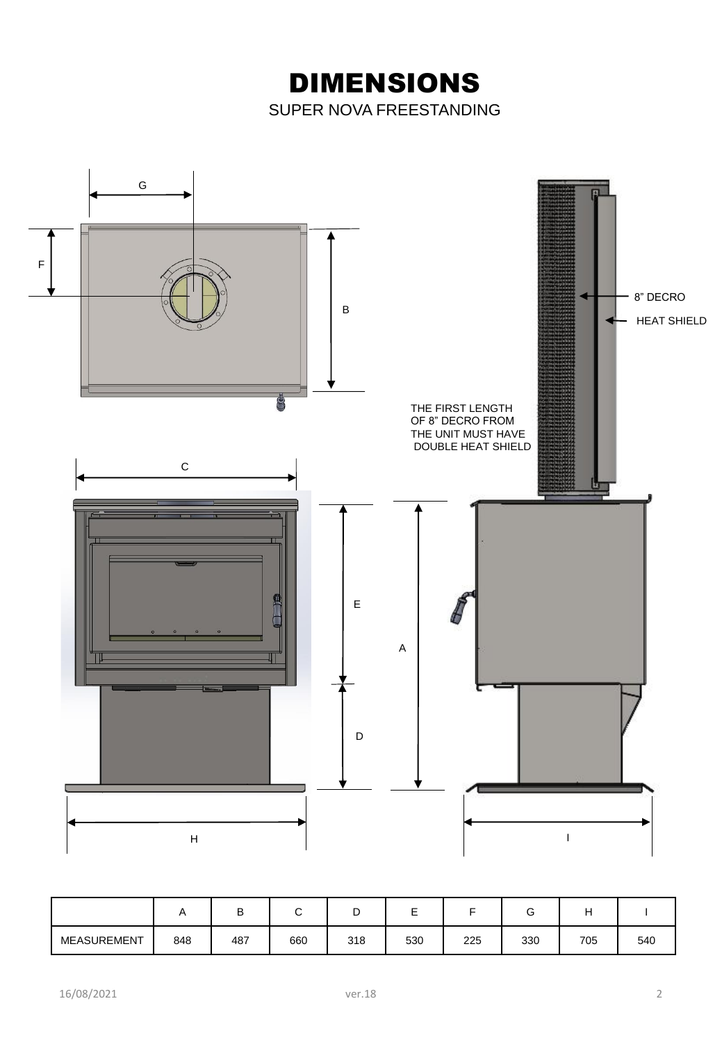# DIMENSIONS

SUPER NOVA FREESTANDING

8" DECRO

HEAT SHIELD

THE FIRST LENGTH OF 8" DECRO FROM THE UNIT MUST HAVE DOUBLE HEAT SHIELD

| | A | B | C | D | E | F | G | H | I |
|---|---|---|---|---|---|---|---|---|---|
| MEASUREMENT | 848 | 487 | 660 | 318 | 530 | 225 | 330 | 705 | 540 |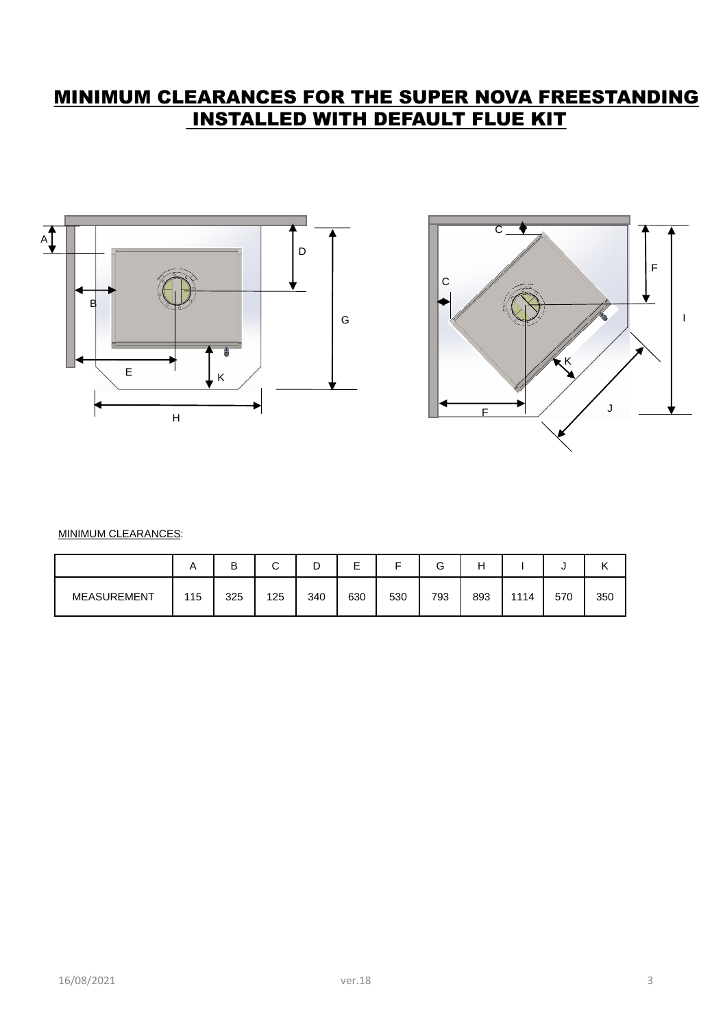# MINIMUM CLEARANCES FOR THE SUPER NOVA FREESTANDING INSTALLED WITH DEFAULT FLUE KIT

MINIMUM CLEARANCES:

| | A | B | C | D | E | F | G | H | I | J | K |
|---|---|---|---|---|---|---|---|---|---|---|---|
| MEASUREMENT | 115 | 325 | 125 | 340 | 630 | 530 | 793 | 893 | 1114 | 570 | 350 |

16/08/2021 ver.18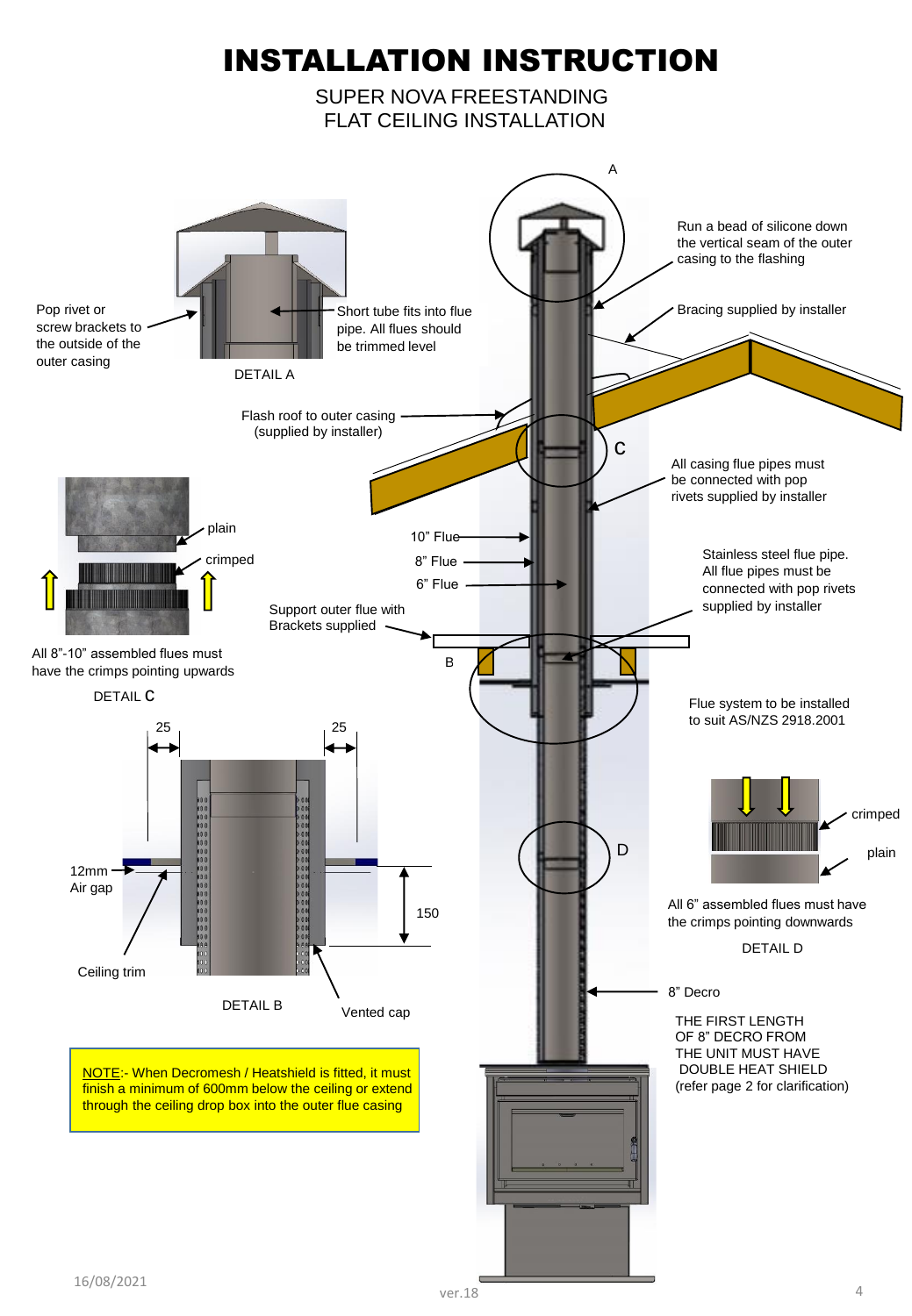# INSTALLATION INSTRUCTION

SUPER NOVA FREESTANDING
FLAT CEILING INSTALLATION

A

Run a bead of silicone down the vertical seam of the outer casing to the flashing

Bracing supplied by installer

Pop rivet or screw brackets to the outside of the outer casing

Short tube fits into flue pipe. All flues should be trimmed level

DETAIL A

Flash roof to outer casing (supplied by installer)

C

All casing flue pipes must be connected with pop rivets supplied by installer

plain

crimped

10" Flue

8" Flue

6" Flue

Stainless steel flue pipe. All flue pipes must be connected with pop rivets supplied by installer

Support outer flue with Brackets supplied

All 8"-10" assembled flues must have the crimps pointing upwards

B

DETAIL C

Flue system to be installed to suit AS/NZS 2918.2001

25

25

12mm Air gap

150

crimped

plain

D

All 6" assembled flues must have the crimps pointing downwards

DETAIL D

Ceiling trim

DETAIL B

Vented cap

8" Decro

THE FIRST LENGTH OF 8" DECRO FROM THE UNIT MUST HAVE DOUBLE HEAT SHIELD (refer page 2 for clarification)

NOTE:- When Decromesh / Heatshield is fitted, it must finish a minimum of 600mm below the ceiling or extend through the ceiling drop box into the outer flue casing

16/08/2021

ver.18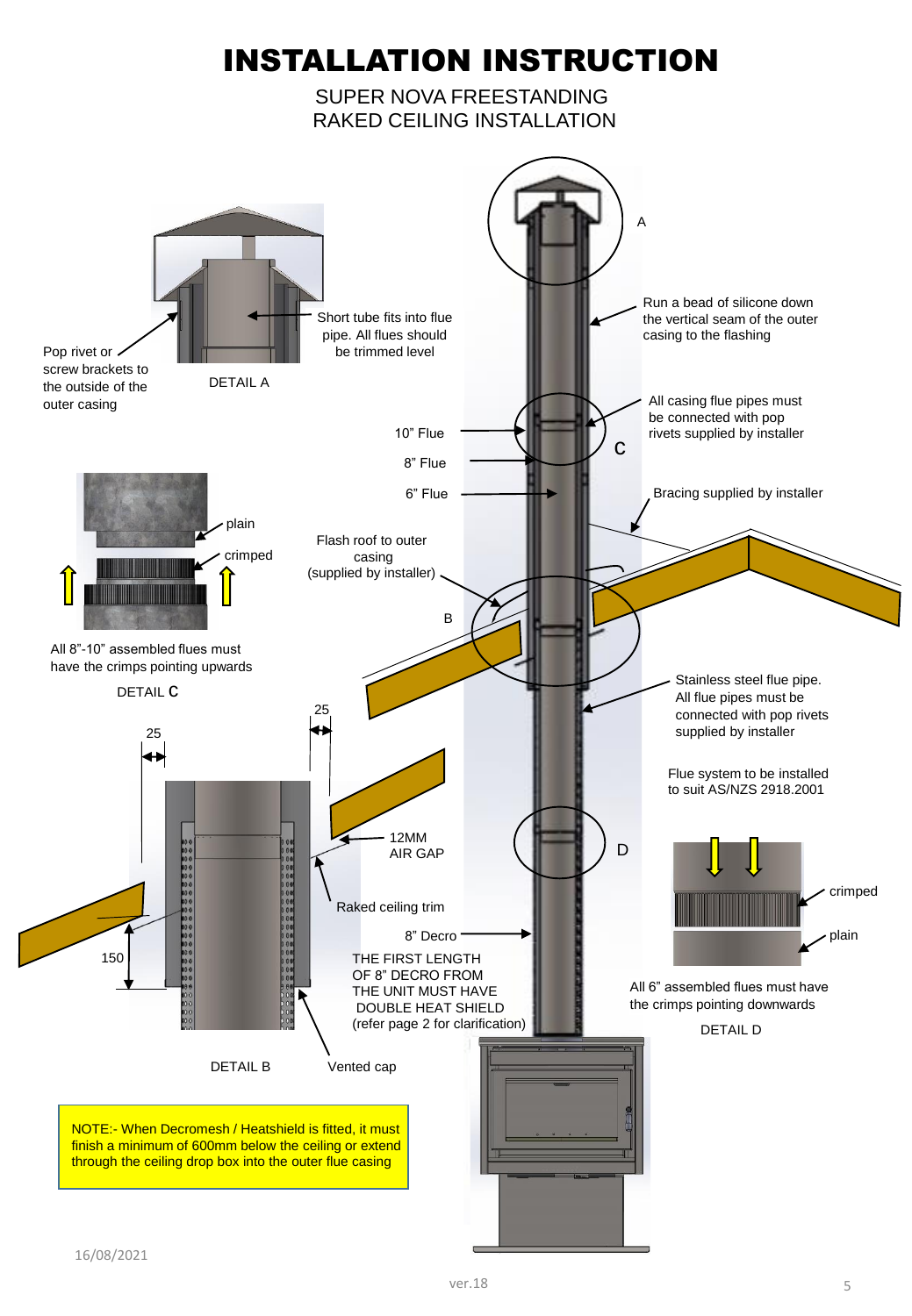# INSTALLATION INSTRUCTION

SUPER NOVA FREESTANDING
RAKED CEILING INSTALLATION

A

Pop rivet or screw brackets to the outside of the outer casing

Short tube fits into flue pipe. All flues should be trimmed level

DETAIL A

Run a bead of silicone down the vertical seam of the outer casing to the flashing

All casing flue pipes must be connected with pop rivets supplied by installer

10" Flue

8" Flue

6" Flue

C

Bracing supplied by installer

plain

crimped

Flash roof to outer casing (supplied by installer)

B

All 8"-10" assembled flues must have the crimps pointing upwards

DETAIL C

Stainless steel flue pipe. All flue pipes must be connected with pop rivets supplied by installer

25

25

Flue system to be installed to suit AS/NZS 2918.2001

12MM AIR GAP

D

crimped

Raked ceiling trim

8" Decro

plain

150

THE FIRST LENGTH OF 8" DECRO FROM THE UNIT MUST HAVE DOUBLE HEAT SHIELD (refer page 2 for clarification)

All 6" assembled flues must have the crimps pointing downwards

DETAIL D

DETAIL B

Vented cap

NOTE:- When Decromesh / Heatshield is fitted, it must finish a minimum of 600mm below the ceiling or extend through the ceiling drop box into the outer flue casing

16/08/2021

ver.18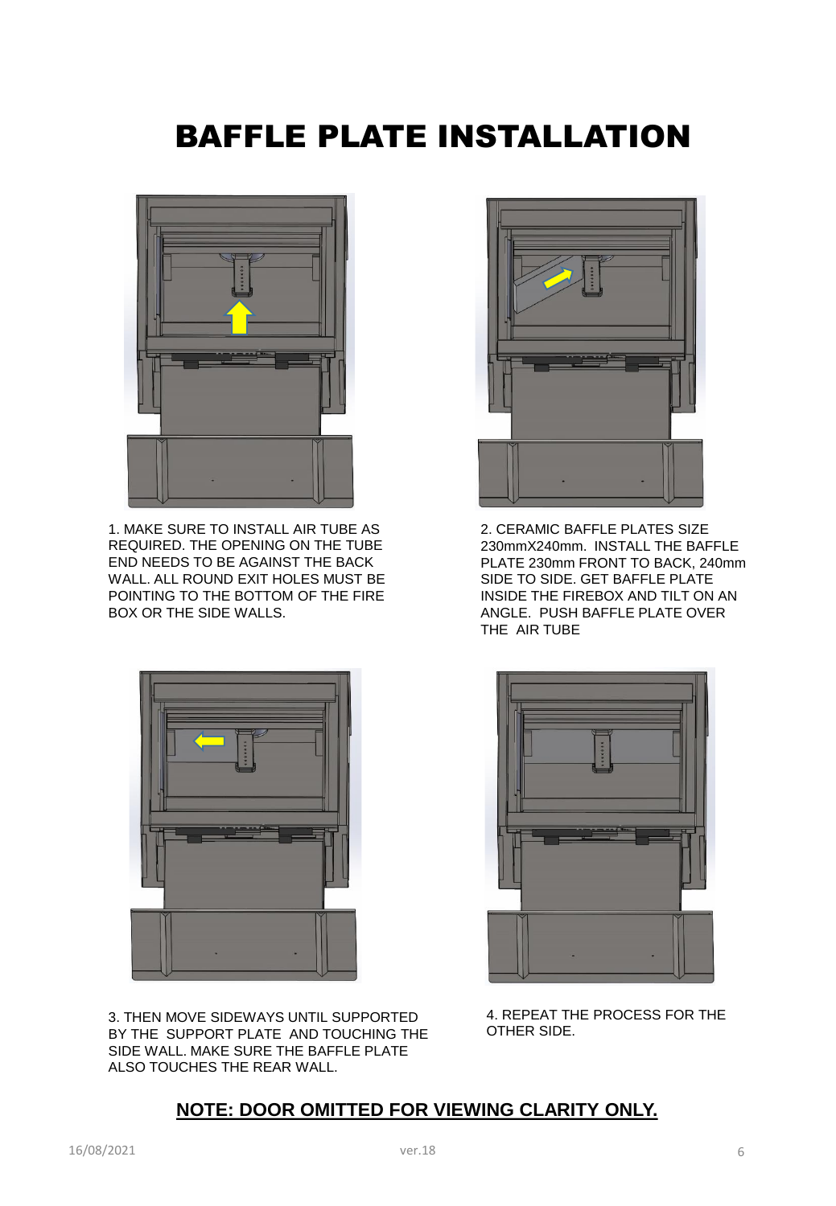# BAFFLE PLATE INSTALLATION

1. MAKE SURE TO INSTALL AIR TUBE AS REQUIRED. THE OPENING ON THE TUBE END NEEDS TO BE AGAINST THE BACK WALL. ALL ROUND EXIT HOLES MUST BE POINTING TO THE BOTTOM OF THE FIRE BOX OR THE SIDE WALLS.

2. CERAMIC BAFFLE PLATES SIZE 230mmX240mm. INSTALL THE BAFFLE PLATE 230mm FRONT TO BACK, 240mm SIDE TO SIDE. GET BAFFLE PLATE INSIDE THE FIREBOX AND TILT ON AN ANGLE. PUSH BAFFLE PLATE OVER THE AIR TUBE

3. THEN MOVE SIDEWAYS UNTIL SUPPORTED BY THE SUPPORT PLATE AND TOUCHING THE SIDE WALL. MAKE SURE THE BAFFLE PLATE ALSO TOUCHES THE REAR WALL.

4. REPEAT THE PROCESS FOR THE OTHER SIDE.

**NOTE: DOOR OMITTED FOR VIEWING CLARITY ONLY.**

16/08/2021 ver.18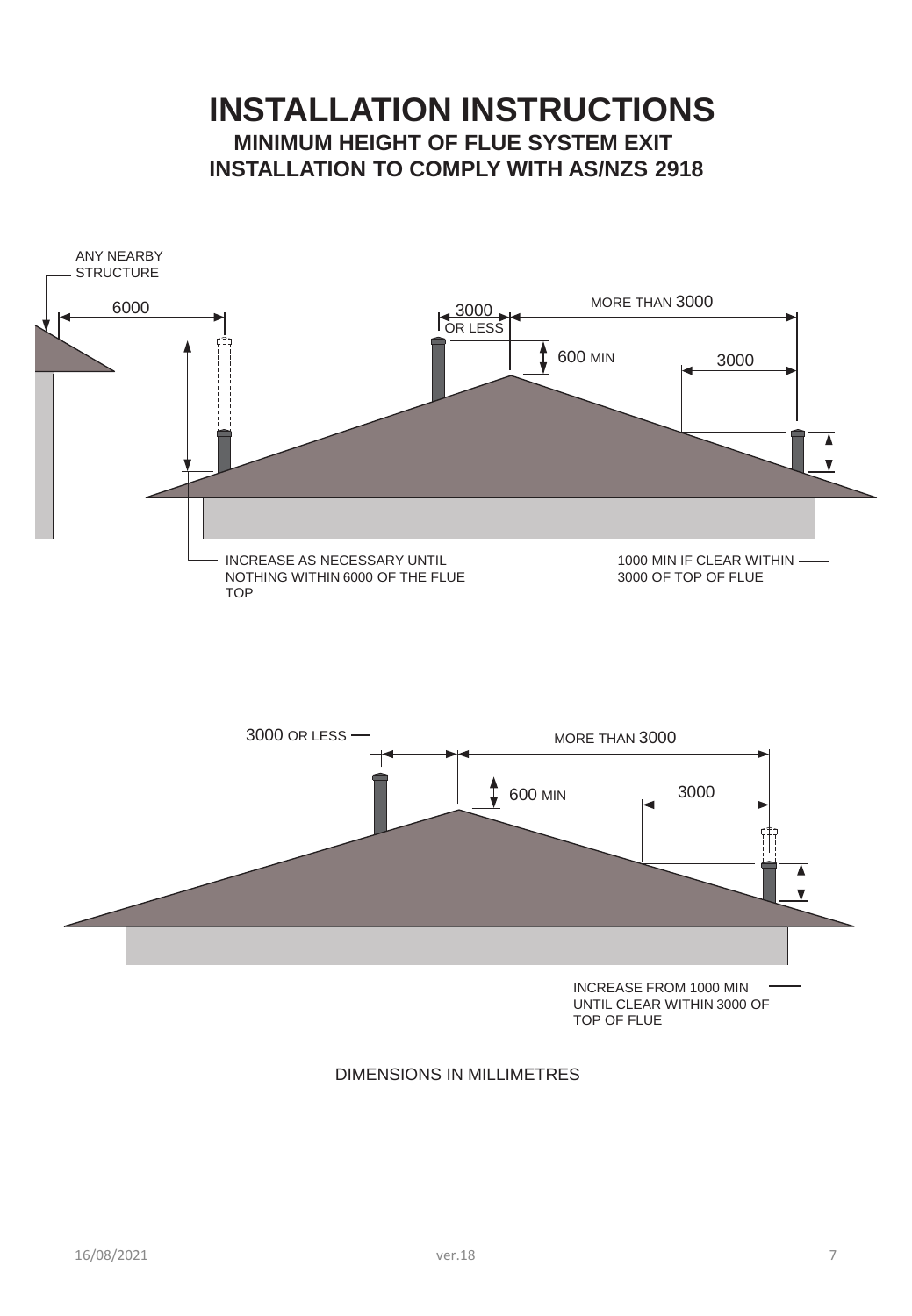# INSTALLATION INSTRUCTIONS

## MINIMUM HEIGHT OF FLUE SYSTEM EXIT

## INSTALLATION TO COMPLY WITH AS/NZS 2918

ANY NEARBY STRUCTURE

6000

3000 OR LESS

MORE THAN 3000

600 MIN

3000

INCREASE AS NECESSARY UNTIL NOTHING WITHIN 6000 OF THE FLUE TOP

1000 MIN IF CLEAR WITHIN 3000 OF TOP OF FLUE

3000 OR LESS

MORE THAN 3000

600 MIN

3000

INCREASE FROM 1000 MIN UNTIL CLEAR WITHIN 3000 OF TOP OF FLUE

DIMENSIONS IN MILLIMETRES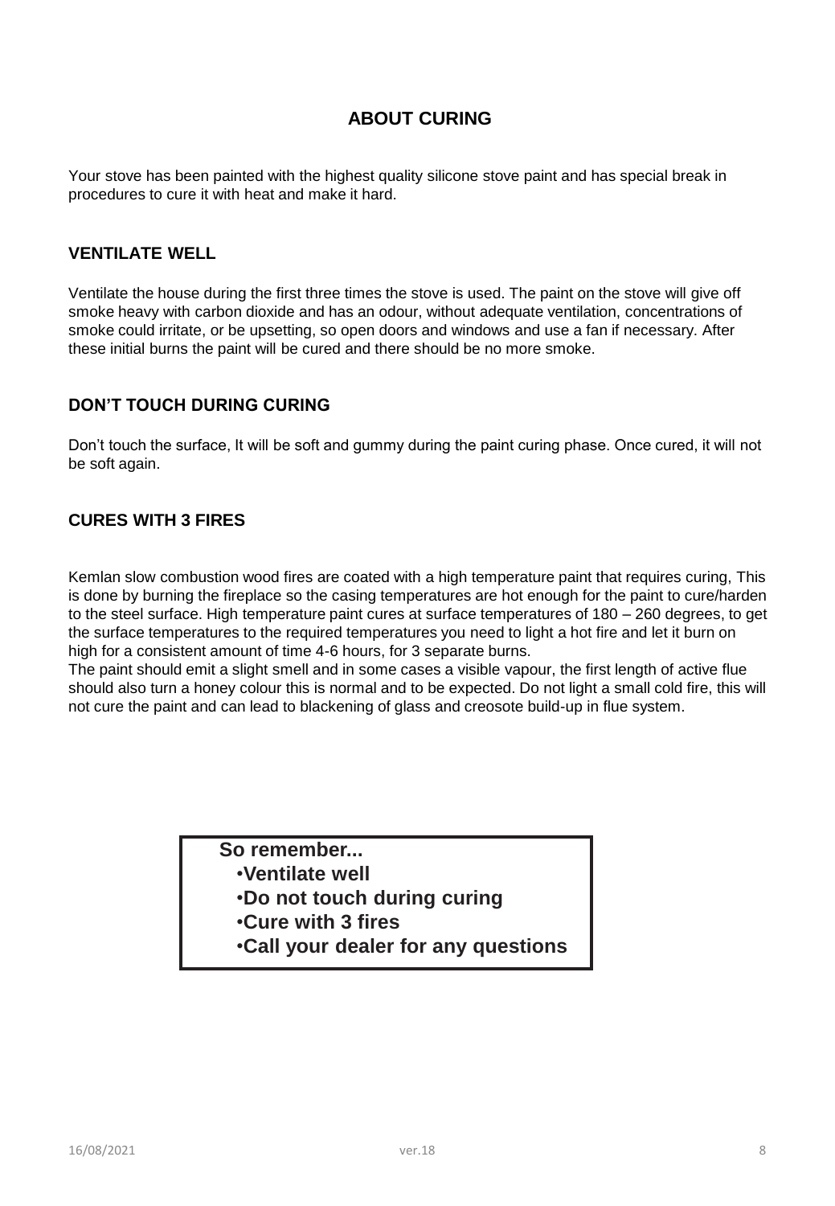## ABOUT CURING

Your stove has been painted with the highest quality silicone stove paint and has special break in procedures to cure it with heat and make it hard.

### VENTILATE WELL

Ventilate the house during the first three times the stove is used. The paint on the stove will give off smoke heavy with carbon dioxide and has an odour, without adequate ventilation, concentrations of smoke could irritate, or be upsetting, so open doors and windows and use a fan if necessary. After these initial burns the paint will be cured and there should be no more smoke.

### DON'T TOUCH DURING CURING

Don't touch the surface, It will be soft and gummy during the paint curing phase. Once cured, it will not be soft again.

### CURES WITH 3 FIRES

Kemlan slow combustion wood fires are coated with a high temperature paint that requires curing, This is done by burning the fireplace so the casing temperatures are hot enough for the paint to cure/harden to the steel surface. High temperature paint cures at surface temperatures of 180 – 260 degrees, to get the surface temperatures to the required temperatures you need to light a hot fire and let it burn on high for a consistent amount of time 4-6 hours, for 3 separate burns.
The paint should emit a slight smell and in some cases a visible vapour, the first length of active flue should also turn a honey colour this is normal and to be expected. Do not light a small cold fire, this will not cure the paint and can lead to blackening of glass and creosote build-up in flue system.

**So remember...**

- **Ventilate well**
- **Do not touch during curing**
- **Cure with 3 fires**
- **Call your dealer for any questions**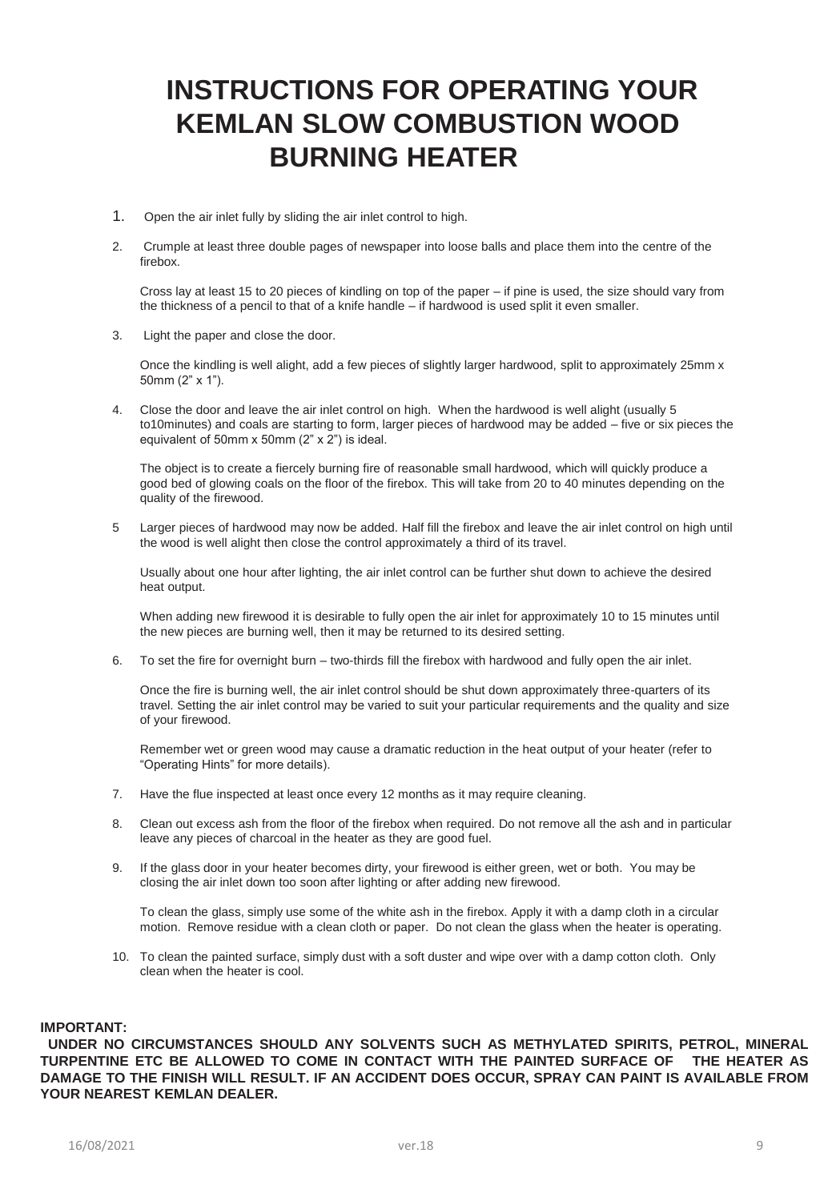# INSTRUCTIONS FOR OPERATING YOUR KEMLAN SLOW COMBUSTION WOOD BURNING HEATER

1. Open the air inlet fully by sliding the air inlet control to high.

2. Crumple at least three double pages of newspaper into loose balls and place them into the centre of the firebox.

   Cross lay at least 15 to 20 pieces of kindling on top of the paper – if pine is used, the size should vary from the thickness of a pencil to that of a knife handle – if hardwood is used split it even smaller.

3. Light the paper and close the door.

   Once the kindling is well alight, add a few pieces of slightly larger hardwood, split to approximately 25mm x 50mm (2" x 1").

4. Close the door and leave the air inlet control on high. When the hardwood is well alight (usually 5 to10minutes) and coals are starting to form, larger pieces of hardwood may be added – five or six pieces the equivalent of 50mm x 50mm (2" x 2") is ideal.

   The object is to create a fiercely burning fire of reasonable small hardwood, which will quickly produce a good bed of glowing coals on the floor of the firebox. This will take from 20 to 40 minutes depending on the quality of the firewood.

5. Larger pieces of hardwood may now be added. Half fill the firebox and leave the air inlet control on high until the wood is well alight then close the control approximately a third of its travel.

   Usually about one hour after lighting, the air inlet control can be further shut down to achieve the desired heat output.

   When adding new firewood it is desirable to fully open the air inlet for approximately 10 to 15 minutes until the new pieces are burning well, then it may be returned to its desired setting.

6. To set the fire for overnight burn – two-thirds fill the firebox with hardwood and fully open the air inlet.

   Once the fire is burning well, the air inlet control should be shut down approximately three-quarters of its travel. Setting the air inlet control may be varied to suit your particular requirements and the quality and size of your firewood.

   Remember wet or green wood may cause a dramatic reduction in the heat output of your heater (refer to "Operating Hints" for more details).

7. Have the flue inspected at least once every 12 months as it may require cleaning.

8. Clean out excess ash from the floor of the firebox when required. Do not remove all the ash and in particular leave any pieces of charcoal in the heater as they are good fuel.

9. If the glass door in your heater becomes dirty, your firewood is either green, wet or both. You may be closing the air inlet down too soon after lighting or after adding new firewood.

   To clean the glass, simply use some of the white ash in the firebox. Apply it with a damp cloth in a circular motion. Remove residue with a clean cloth or paper. Do not clean the glass when the heater is operating.

10. To clean the painted surface, simply dust with a soft duster and wipe over with a damp cotton cloth. Only clean when the heater is cool.

**IMPORTANT:**

**UNDER NO CIRCUMSTANCES SHOULD ANY SOLVENTS SUCH AS METHYLATED SPIRITS, PETROL, MINERAL TURPENTINE ETC BE ALLOWED TO COME IN CONTACT WITH THE PAINTED SURFACE OF THE HEATER AS DAMAGE TO THE FINISH WILL RESULT. IF AN ACCIDENT DOES OCCUR, SPRAY CAN PAINT IS AVAILABLE FROM YOUR NEAREST KEMLAN DEALER.**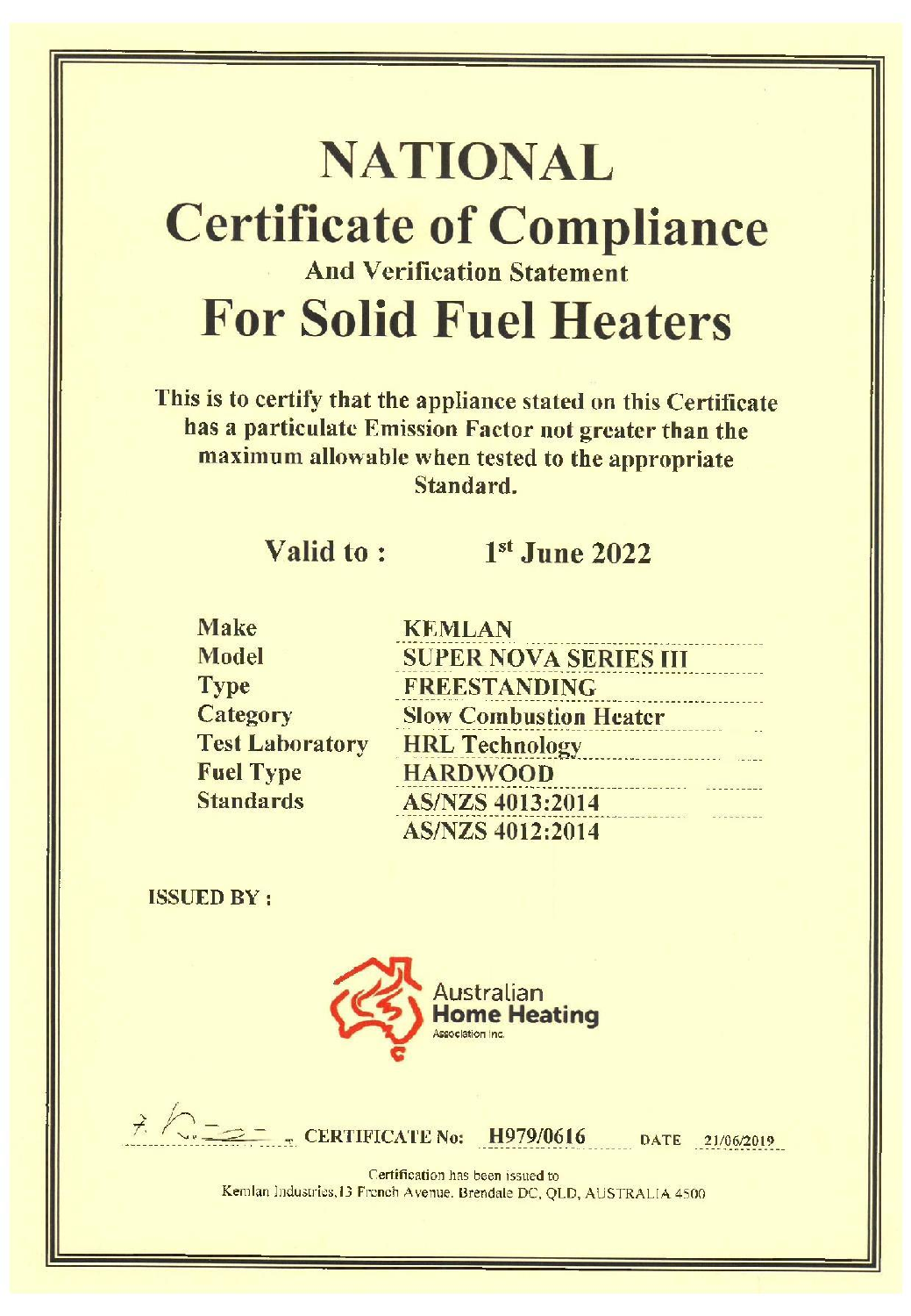# NATIONAL

# Certificate of Compliance

### And Verification Statement

# For Solid Fuel Heaters

**This is to certify that the appliance stated on this Certificate has a particulate Emission Factor not greater than the maximum allowable when tested to the appropriate Standard.**

**Valid to : 1st June 2022**

| | |
|---|---|
| **Make** | **KEMLAN** |
| **Model** | **SUPER NOVA SERIES III** |
| **Type** | **FREESTANDING** |
| **Category** | **Slow Combustion Heater** |
| **Test Laboratory** | **HRL Technology** |
| **Fuel Type** | **HARDWOOD** |
| **Standards** | **AS/NZS 4013:2014** |
| | **AS/NZS 4012:2014** |

**ISSUED BY :**

Australian **Home Heating** Association Inc.

**CERTIFICATE No: H979/0616** DATE 21/06/2019

Certification has been issued to
Kemlan Industries,13 French Avenue. Brendale DC, QLD, AUSTRALIA 4500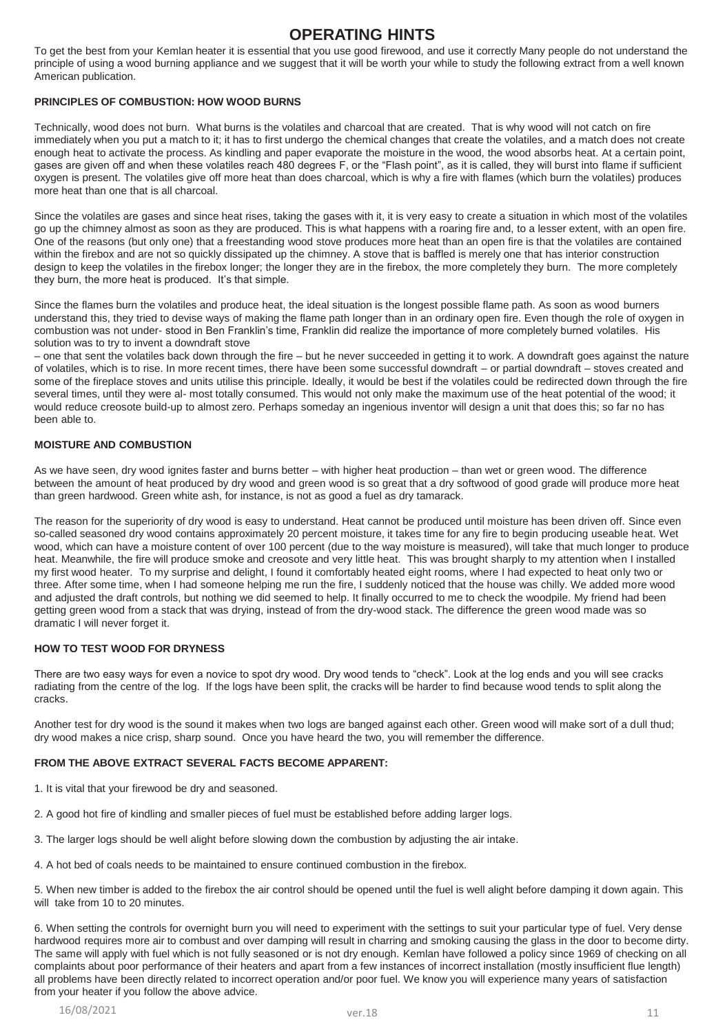# OPERATING HINTS

To get the best from your Kemlan heater it is essential that you use good firewood, and use it correctly Many people do not understand the principle of using a wood burning appliance and we suggest that it will be worth your while to study the following extract from a well known American publication.

### PRINCIPLES OF COMBUSTION: HOW WOOD BURNS

Technically, wood does not burn. What burns is the volatiles and charcoal that are created. That is why wood will not catch on fire immediately when you put a match to it; it has to first undergo the chemical changes that create the volatiles, and a match does not create enough heat to activate the process. As kindling and paper evaporate the moisture in the wood, the wood absorbs heat. At a certain point, gases are given off and when these volatiles reach 480 degrees F, or the "Flash point", as it is called, they will burst into flame if sufficient oxygen is present. The volatiles give off more heat than does charcoal, which is why a fire with flames (which burn the volatiles) produces more heat than one that is all charcoal.

Since the volatiles are gases and since heat rises, taking the gases with it, it is very easy to create a situation in which most of the volatiles go up the chimney almost as soon as they are produced. This is what happens with a roaring fire and, to a lesser extent, with an open fire. One of the reasons (but only one) that a freestanding wood stove produces more heat than an open fire is that the volatiles are contained within the firebox and are not so quickly dissipated up the chimney. A stove that is baffled is merely one that has interior construction design to keep the volatiles in the firebox longer; the longer they are in the firebox, the more completely they burn. The more completely they burn, the more heat is produced. It's that simple.

Since the flames burn the volatiles and produce heat, the ideal situation is the longest possible flame path. As soon as wood burners understand this, they tried to devise ways of making the flame path longer than in an ordinary open fire. Even though the role of oxygen in combustion was not under- stood in Ben Franklin's time, Franklin did realize the importance of more completely burned volatiles. His solution was to try to invent a downdraft stove

– one that sent the volatiles back down through the fire – but he never succeeded in getting it to work. A downdraft goes against the nature of volatiles, which is to rise. In more recent times, there have been some successful downdraft – or partial downdraft – stoves created and some of the fireplace stoves and units utilise this principle. Ideally, it would be best if the volatiles could be redirected down through the fire several times, until they were al- most totally consumed. This would not only make the maximum use of the heat potential of the wood; it would reduce creosote build-up to almost zero. Perhaps someday an ingenious inventor will design a unit that does this; so far no has been able to.

### MOISTURE AND COMBUSTION

As we have seen, dry wood ignites faster and burns better – with higher heat production – than wet or green wood. The difference between the amount of heat produced by dry wood and green wood is so great that a dry softwood of good grade will produce more heat than green hardwood. Green white ash, for instance, is not as good a fuel as dry tamarack.

The reason for the superiority of dry wood is easy to understand. Heat cannot be produced until moisture has been driven off. Since even so-called seasoned dry wood contains approximately 20 percent moisture, it takes time for any fire to begin producing useable heat. Wet wood, which can have a moisture content of over 100 percent (due to the way moisture is measured), will take that much longer to produce heat. Meanwhile, the fire will produce smoke and creosote and very little heat. This was brought sharply to my attention when I installed my first wood heater. To my surprise and delight, I found it comfortably heated eight rooms, where I had expected to heat only two or three. After some time, when I had someone helping me run the fire, I suddenly noticed that the house was chilly. We added more wood and adjusted the draft controls, but nothing we did seemed to help. It finally occurred to me to check the woodpile. My friend had been getting green wood from a stack that was drying, instead of from the dry-wood stack. The difference the green wood made was so dramatic I will never forget it.

### HOW TO TEST WOOD FOR DRYNESS

There are two easy ways for even a novice to spot dry wood. Dry wood tends to "check". Look at the log ends and you will see cracks radiating from the centre of the log. If the logs have been split, the cracks will be harder to find because wood tends to split along the cracks.

Another test for dry wood is the sound it makes when two logs are banged against each other. Green wood will make sort of a dull thud; dry wood makes a nice crisp, sharp sound. Once you have heard the two, you will remember the difference.

### FROM THE ABOVE EXTRACT SEVERAL FACTS BECOME APPARENT:

1. It is vital that your firewood be dry and seasoned.

2. A good hot fire of kindling and smaller pieces of fuel must be established before adding larger logs.

3. The larger logs should be well alight before slowing down the combustion by adjusting the air intake.

4. A hot bed of coals needs to be maintained to ensure continued combustion in the firebox.

5. When new timber is added to the firebox the air control should be opened until the fuel is well alight before damping it down again. This will take from 10 to 20 minutes.

6. When setting the controls for overnight burn you will need to experiment with the settings to suit your particular type of fuel. Very dense hardwood requires more air to combust and over damping will result in charring and smoking causing the glass in the door to become dirty. The same will apply with fuel which is not fully seasoned or is not dry enough. Kemlan have followed a policy since 1969 of checking on all complaints about poor performance of their heaters and apart from a few instances of incorrect installation (mostly insufficient flue length) all problems have been directly related to incorrect operation and/or poor fuel. We know you will experience many years of satisfaction from your heater if you follow the above advice.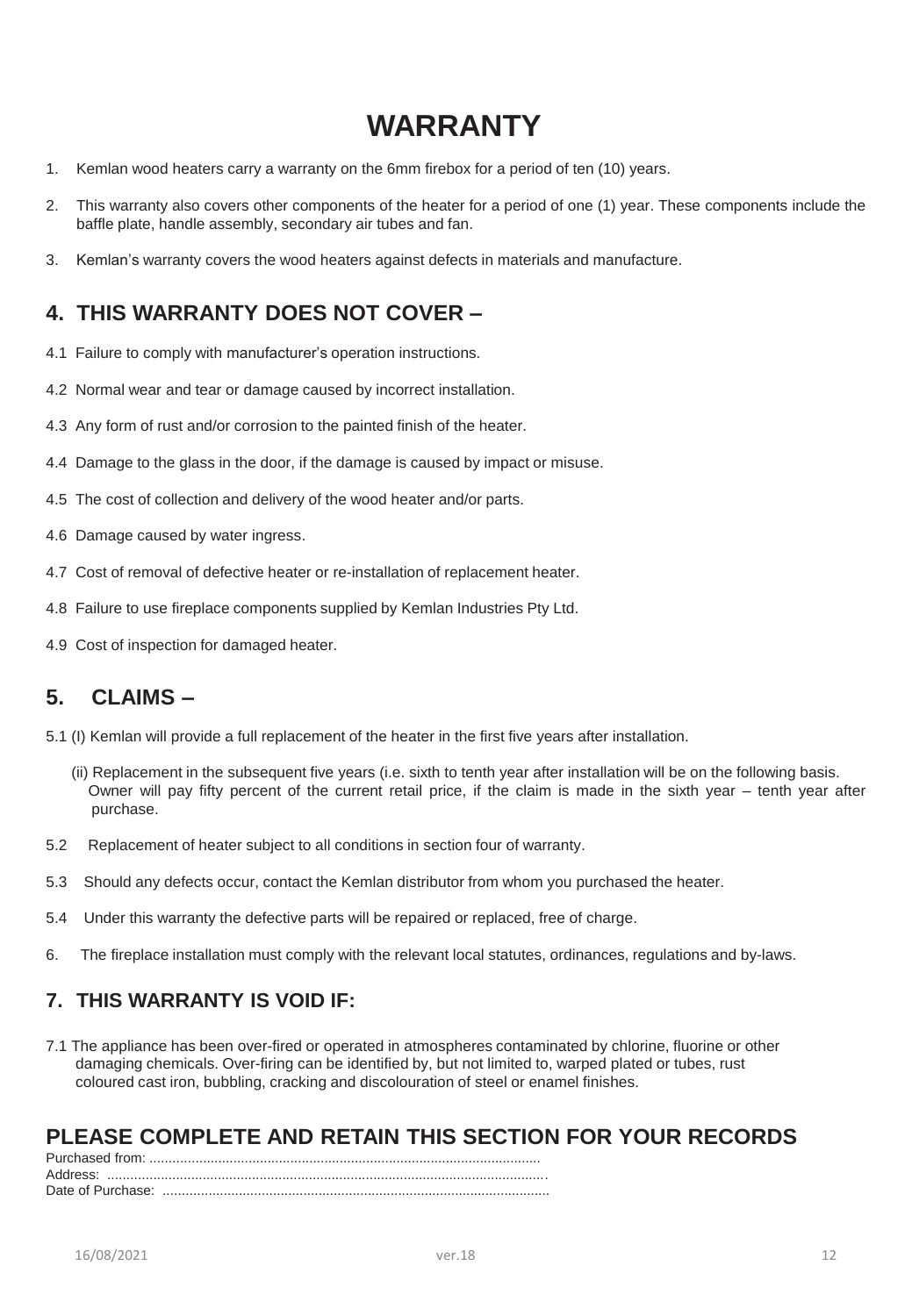# WARRANTY

1. Kemlan wood heaters carry a warranty on the 6mm firebox for a period of ten (10) years.
2. This warranty also covers other components of the heater for a period of one (1) year. These components include the baffle plate, handle assembly, secondary air tubes and fan.
3. Kemlan's warranty covers the wood heaters against defects in materials and manufacture.

## 4. THIS WARRANTY DOES NOT COVER –

4.1 Failure to comply with manufacturer's operation instructions.

4.2 Normal wear and tear or damage caused by incorrect installation.

4.3 Any form of rust and/or corrosion to the painted finish of the heater.

4.4 Damage to the glass in the door, if the damage is caused by impact or misuse.

4.5 The cost of collection and delivery of the wood heater and/or parts.

4.6 Damage caused by water ingress.

4.7 Cost of removal of defective heater or re-installation of replacement heater.

4.8 Failure to use fireplace components supplied by Kemlan Industries Pty Ltd.

4.9 Cost of inspection for damaged heater.

## 5. CLAIMS –

5.1 (I) Kemlan will provide a full replacement of the heater in the first five years after installation.

(ii) Replacement in the subsequent five years (i.e. sixth to tenth year after installation will be on the following basis. Owner will pay fifty percent of the current retail price, if the claim is made in the sixth year – tenth year after purchase.

5.2 Replacement of heater subject to all conditions in section four of warranty.

5.3 Should any defects occur, contact the Kemlan distributor from whom you purchased the heater.

5.4 Under this warranty the defective parts will be repaired or replaced, free of charge.

6. The fireplace installation must comply with the relevant local statutes, ordinances, regulations and by-laws.

## 7. THIS WARRANTY IS VOID IF:

7.1 The appliance has been over-fired or operated in atmospheres contaminated by chlorine, fluorine or other damaging chemicals. Over-firing can be identified by, but not limited to, warped plated or tubes, rust coloured cast iron, bubbling, cracking and discolouration of steel or enamel finishes.

## PLEASE COMPLETE AND RETAIN THIS SECTION FOR YOUR RECORDS

Purchased from: ......................................................................................................

Address: ..................................................................................................................

Date of Purchase: ....................................................................................................

16/08/2021 ver.18